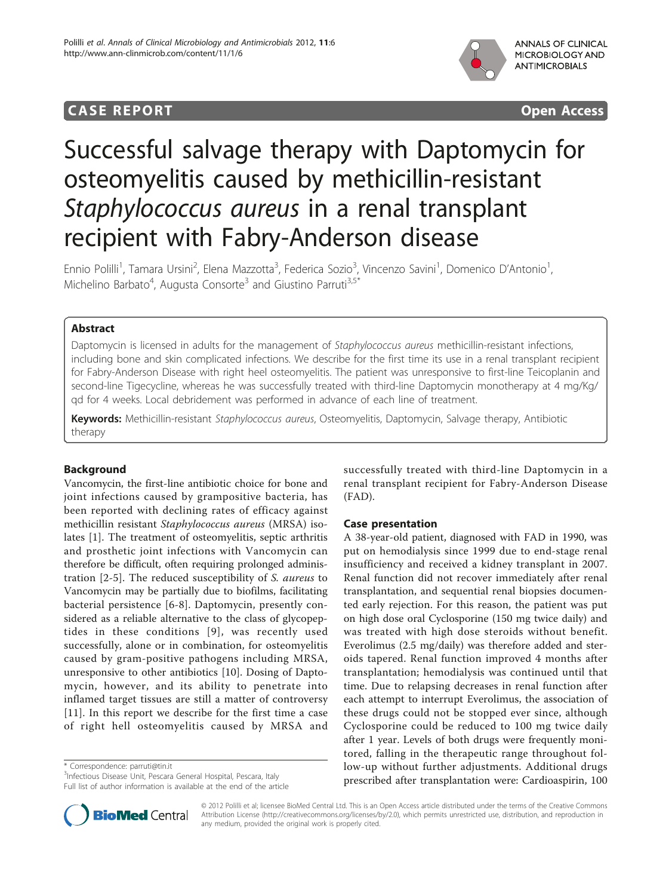CASE REPORT Open Access

# Successful salvage therapy with Daptomycin for osteomyelitis caused by methicillin-resistant *Staphylococcus aureus* in a renal transplant recipient with Fabry-Anderson disease

Ennio Polilli[1], Tamara Ursini[2], Elena Mazzotta[3], Federica Sozio[3], Vincenzo Savini[1], Domenico D'Antonio[1], Michelino Barbato[4], Augusta Consorte[3] and Giustino Parruti[3,5*]

## Abstract

Daptomycin is licensed in adults for the management of *Staphylococcus aureus* methicillin-resistant infections, including bone and skin complicated infections. We describe for the first time its use in a renal transplant recipient for Fabry-Anderson Disease with right heel osteomyelitis. The patient was unresponsive to first-line Teicoplanin and second-line Tigecycline, whereas he was successfully treated with third-line Daptomycin monotherapy at 4 mg/Kg/qd for 4 weeks. Local debridement was performed in advance of each line of treatment.

**Keywords:** Methicillin-resistant *Staphylococcus aureus*, Osteomyelitis, Daptomycin, Salvage therapy, Antibiotic therapy

## Background

Vancomycin, the first-line antibiotic choice for bone and joint infections caused by grampositive bacteria, has been reported with declining rates of efficacy against methicillin resistant *Staphylococcus aureus* (MRSA) isolates [1]. The treatment of osteomyelitis, septic arthritis and prosthetic joint infections with Vancomycin can therefore be difficult, often requiring prolonged administration [2-5]. The reduced susceptibility of *S. aureus* to Vancomycin may be partially due to biofilms, facilitating bacterial persistence [6-8]. Daptomycin, presently considered as a reliable alternative to the class of glycopeptides in these conditions [9], was recently used successfully, alone or in combination, for osteomyelitis caused by gram-positive pathogens including MRSA, unresponsive to other antibiotics [10]. Dosing of Daptomycin, however, and its ability to penetrate into inflamed target tissues are still a matter of controversy [11]. In this report we describe for the first time a case of right hell osteomyelitis caused by MRSA and successfully treated with third-line Daptomycin in a renal transplant recipient for Fabry-Anderson Disease (FAD).

## Case presentation

A 38-year-old patient, diagnosed with FAD in 1990, was put on hemodialysis since 1999 due to end-stage renal insufficiency and received a kidney transplant in 2007. Renal function did not recover immediately after renal transplantation, and sequential renal biopsies documented early rejection. For this reason, the patient was put on high dose oral Cyclosporine (150 mg twice daily) and was treated with high dose steroids without benefit. Everolimus (2.5 mg/daily) was therefore added and steroids tapered. Renal function improved 4 months after transplantation; hemodialysis was continued until that time. Due to relapsing decreases in renal function after each attempt to interrupt Everolimus, the association of these drugs could not be stopped ever since, although Cyclosporine could be reduced to 100 mg twice daily after 1 year. Levels of both drugs were frequently monitored, falling in the therapeutic range throughout follow-up without further adjustments. Additional drugs prescribed after transplantation were: Cardioaspirin, 100

\* Correspondence: parruti@tin.it
[3]Infectious Disease Unit, Pescara General Hospital, Pescara, Italy
Full list of author information is available at the end of the article

© 2012 Polilli et al; licensee BioMed Central Ltd. This is an Open Access article distributed under the terms of the Creative Commons Attribution License (http://creativecommons.org/licenses/by/2.0), which permits unrestricted use, distribution, and reproduction in any medium, provided the original work is properly cited.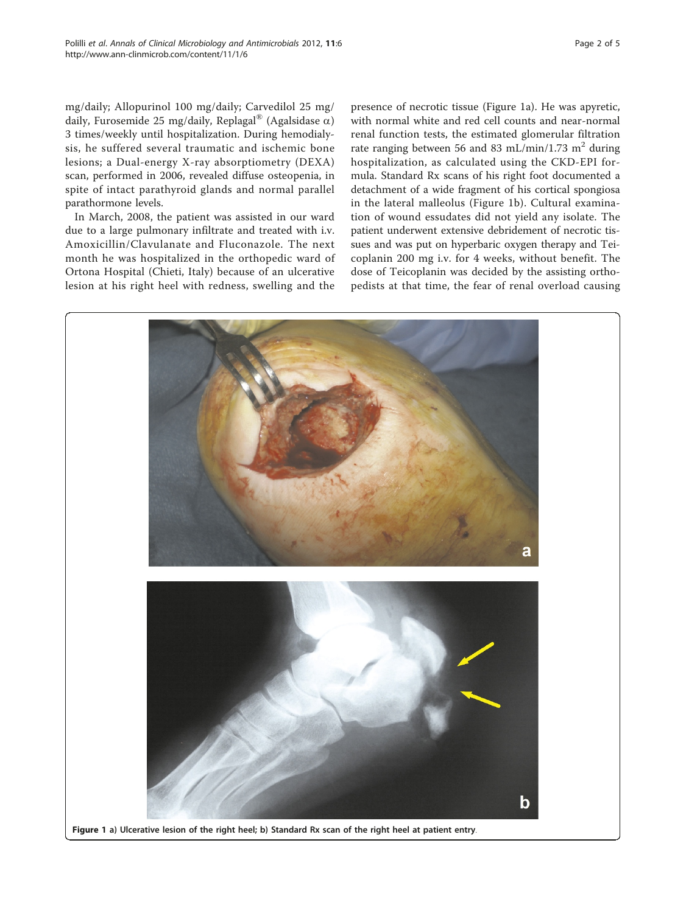mg/daily; Allopurinol 100 mg/daily; Carvedilol 25 mg/daily, Furosemide 25 mg/daily, Replagal® (Agalsidase α) 3 times/weekly until hospitalization. During hemodialysis, he suffered several traumatic and ischemic bone lesions; a Dual-energy X-ray absorptiometry (DEXA) scan, performed in 2006, revealed diffuse osteopenia, in spite of intact parathyroid glands and normal parallel parathormone levels.

In March, 2008, the patient was assisted in our ward due to a large pulmonary infiltrate and treated with i.v. Amoxicillin/Clavulanate and Fluconazole. The next month he was hospitalized in the orthopedic ward of Ortona Hospital (Chieti, Italy) because of an ulcerative lesion at his right heel with redness, swelling and the presence of necrotic tissue (Figure 1a). He was apyretic, with normal white and red cell counts and near-normal renal function tests, the estimated glomerular filtration rate ranging between 56 and 83 mL/min/1.73 m$^2$ during hospitalization, as calculated using the CKD-EPI formula. Standard Rx scans of his right foot documented a detachment of a wide fragment of his cortical spongiosa in the lateral malleolus (Figure 1b). Cultural examination of wound essudates did not yield any isolate. The patient underwent extensive debridement of necrotic tissues and was put on hyperbaric oxygen therapy and Teicoplanin 200 mg i.v. for 4 weeks, without benefit. The dose of Teicoplanin was decided by the assisting orthopedists at that time, the fear of renal overload causing

**Figure 1** a) Ulcerative lesion of the right heel; b) Standard Rx scan of the right heel at patient entry.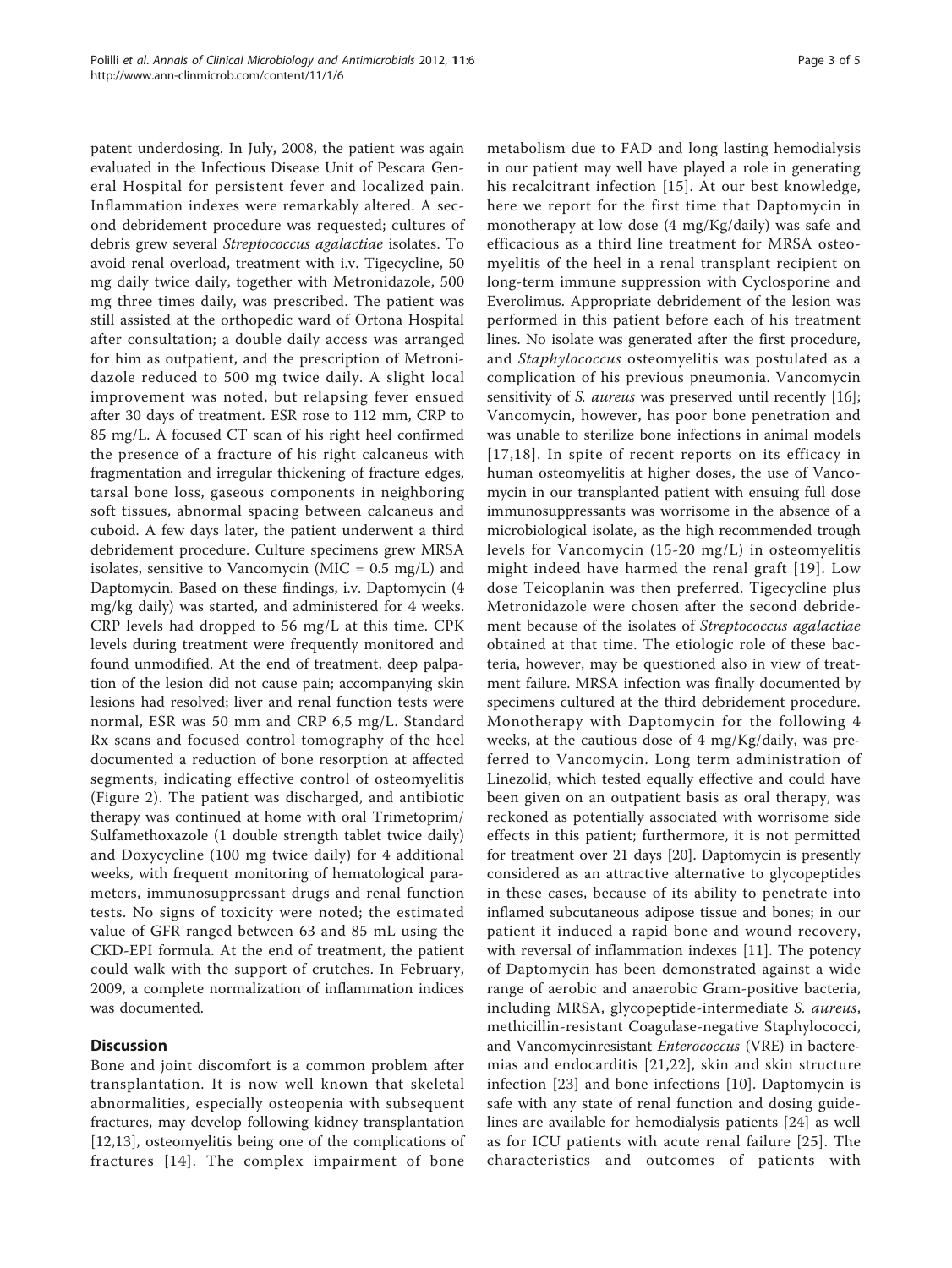patent underdosing. In July, 2008, the patient was again evaluated in the Infectious Disease Unit of Pescara General Hospital for persistent fever and localized pain. Inflammation indexes were remarkably altered. A second debridement procedure was requested; cultures of debris grew several *Streptococcus agalactiae* isolates. To avoid renal overload, treatment with i.v. Tigecycline, 50 mg daily twice daily, together with Metronidazole, 500 mg three times daily, was prescribed. The patient was still assisted at the orthopedic ward of Ortona Hospital after consultation; a double daily access was arranged for him as outpatient, and the prescription of Metronidazole reduced to 500 mg twice daily. A slight local improvement was noted, but relapsing fever ensued after 30 days of treatment. ESR rose to 112 mm, CRP to 85 mg/L. A focused CT scan of his right heel confirmed the presence of a fracture of his right calcaneus with fragmentation and irregular thickening of fracture edges, tarsal bone loss, gaseous components in neighboring soft tissues, abnormal spacing between calcaneus and cuboid. A few days later, the patient underwent a third debridement procedure. Culture specimens grew MRSA isolates, sensitive to Vancomycin (MIC = 0.5 mg/L) and Daptomycin. Based on these findings, i.v. Daptomycin (4 mg/kg daily) was started, and administered for 4 weeks. CRP levels had dropped to 56 mg/L at this time. CPK levels during treatment were frequently monitored and found unmodified. At the end of treatment, deep palpation of the lesion did not cause pain; accompanying skin lesions had resolved; liver and renal function tests were normal, ESR was 50 mm and CRP 6,5 mg/L. Standard Rx scans and focused control tomography of the heel documented a reduction of bone resorption at affected segments, indicating effective control of osteomyelitis (Figure 2). The patient was discharged, and antibiotic therapy was continued at home with oral Trimetoprim/Sulfamethoxazole (1 double strength tablet twice daily) and Doxycycline (100 mg twice daily) for 4 additional weeks, with frequent monitoring of hematological parameters, immunosuppressant drugs and renal function tests. No signs of toxicity were noted; the estimated value of GFR ranged between 63 and 85 mL using the CKD-EPI formula. At the end of treatment, the patient could walk with the support of crutches. In February, 2009, a complete normalization of inflammation indices was documented.

## Discussion

Bone and joint discomfort is a common problem after transplantation. It is now well known that skeletal abnormalities, especially osteopenia with subsequent fractures, may develop following kidney transplantation [12,13], osteomyelitis being one of the complications of fractures [14]. The complex impairment of bone metabolism due to FAD and long lasting hemodialysis in our patient may well have played a role in generating his recalcitrant infection [15]. At our best knowledge, here we report for the first time that Daptomycin in monotherapy at low dose (4 mg/Kg/daily) was safe and efficacious as a third line treatment for MRSA osteomyelitis of the heel in a renal transplant recipient on long-term immune suppression with Cyclosporine and Everolimus. Appropriate debridement of the lesion was performed in this patient before each of his treatment lines. No isolate was generated after the first procedure, and *Staphylococcus* osteomyelitis was postulated as a complication of his previous pneumonia. Vancomycin sensitivity of *S. aureus* was preserved until recently [16]; Vancomycin, however, has poor bone penetration and was unable to sterilize bone infections in animal models [17,18]. In spite of recent reports on its efficacy in human osteomyelitis at higher doses, the use of Vancomycin in our transplanted patient with ensuing full dose immunosuppressants was worrisome in the absence of a microbiological isolate, as the high recommended trough levels for Vancomycin (15-20 mg/L) in osteomyelitis might indeed have harmed the renal graft [19]. Low dose Teicoplanin was then preferred. Tigecycline plus Metronidazole were chosen after the second debridement because of the isolates of *Streptococcus agalactiae* obtained at that time. The etiologic role of these bacteria, however, may be questioned also in view of treatment failure. MRSA infection was finally documented by specimens cultured at the third debridement procedure. Monotherapy with Daptomycin for the following 4 weeks, at the cautious dose of 4 mg/Kg/daily, was preferred to Vancomycin. Long term administration of Linezolid, which tested equally effective and could have been given on an outpatient basis as oral therapy, was reckoned as potentially associated with worrisome side effects in this patient; furthermore, it is not permitted for treatment over 21 days [20]. Daptomycin is presently considered as an attractive alternative to glycopeptides in these cases, because of its ability to penetrate into inflamed subcutaneous adipose tissue and bones; in our patient it induced a rapid bone and wound recovery, with reversal of inflammation indexes [11]. The potency of Daptomycin has been demonstrated against a wide range of aerobic and anaerobic Gram-positive bacteria, including MRSA, glycopeptide-intermediate *S. aureus*, methicillin-resistant Coagulase-negative Staphylococci, and Vancomycinresistant *Enterococcus* (VRE) in bacteremias and endocarditis [21,22], skin and skin structure infection [23] and bone infections [10]. Daptomycin is safe with any state of renal function and dosing guidelines are available for hemodialysis patients [24] as well as for ICU patients with acute renal failure [25]. The characteristics and outcomes of patients with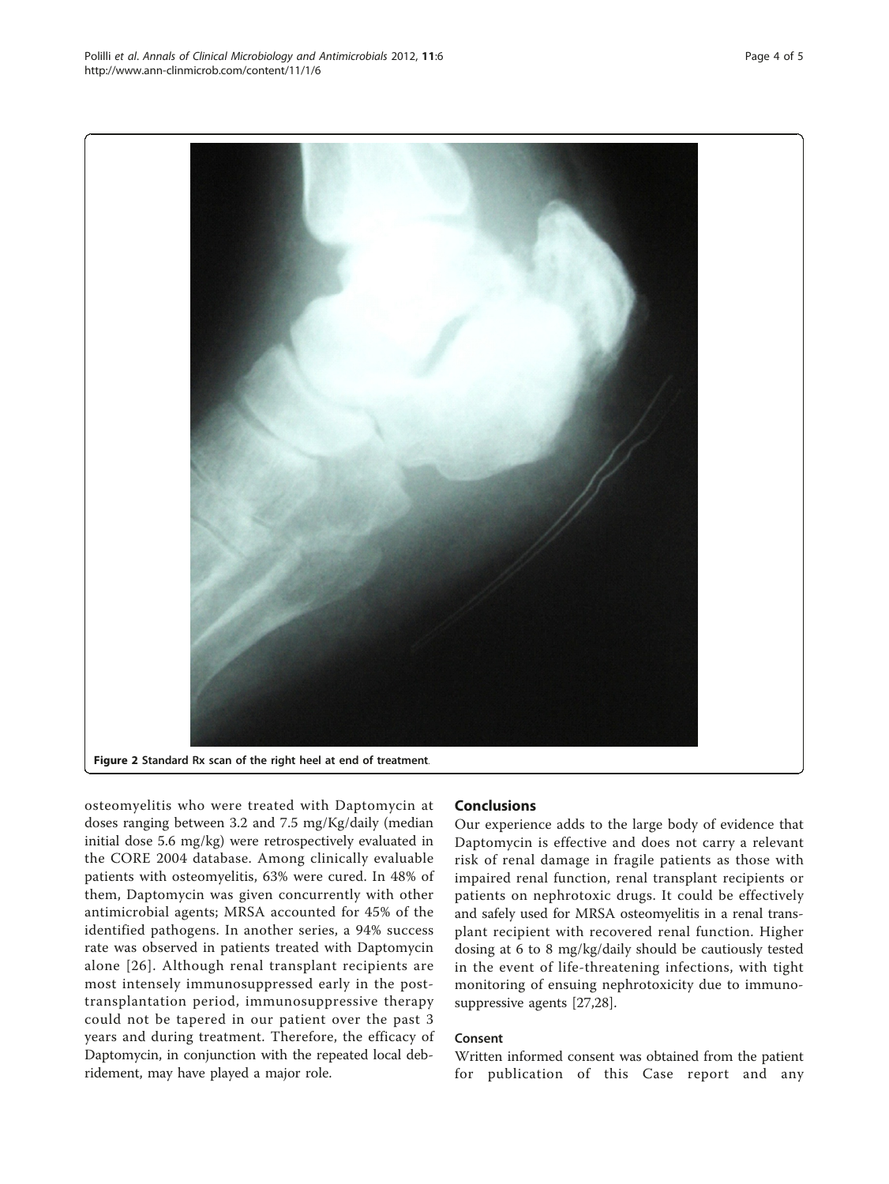Figure 2 Standard Rx scan of the right heel at end of treatment.

osteomyelitis who were treated with Daptomycin at doses ranging between 3.2 and 7.5 mg/Kg/daily (median initial dose 5.6 mg/kg) were retrospectively evaluated in the CORE 2004 database. Among clinically evaluable patients with osteomyelitis, 63% were cured. In 48% of them, Daptomycin was given concurrently with other antimicrobial agents; MRSA accounted for 45% of the identified pathogens. In another series, a 94% success rate was observed in patients treated with Daptomycin alone [26]. Although renal transplant recipients are most intensely immunosuppressed early in the post-transplantation period, immunosuppressive therapy could not be tapered in our patient over the past 3 years and during treatment. Therefore, the efficacy of Daptomycin, in conjunction with the repeated local debridement, may have played a major role.

## Conclusions

Our experience adds to the large body of evidence that Daptomycin is effective and does not carry a relevant risk of renal damage in fragile patients as those with impaired renal function, renal transplant recipients or patients on nephrotoxic drugs. It could be effectively and safely used for MRSA osteomyelitis in a renal transplant recipient with recovered renal function. Higher dosing at 6 to 8 mg/kg/daily should be cautiously tested in the event of life-threatening infections, with tight monitoring of ensuing nephrotoxicity due to immunosuppressive agents [27,28].

### Consent

Written informed consent was obtained from the patient for publication of this Case report and any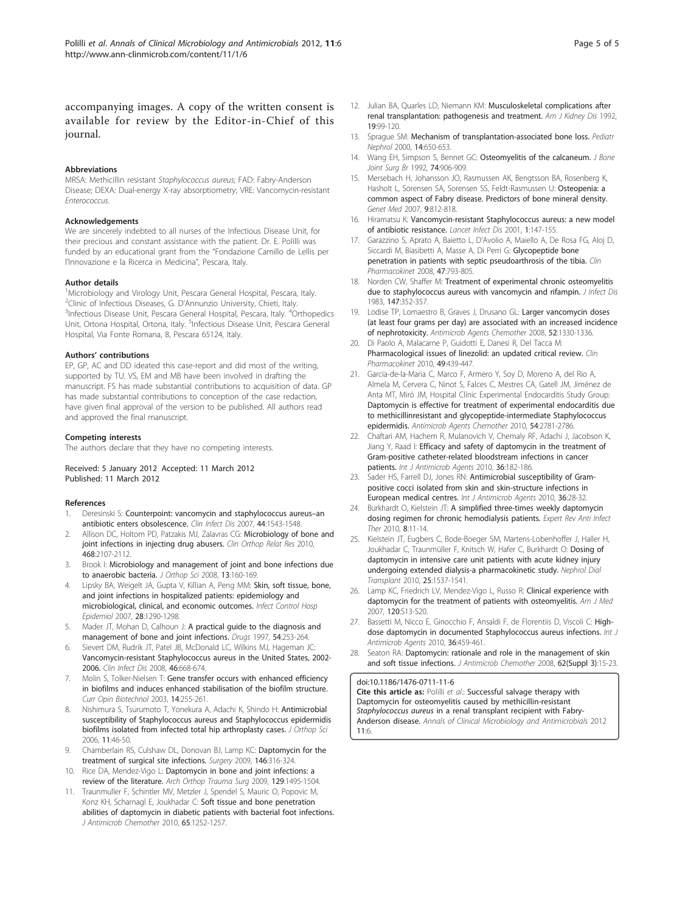accompanying images. A copy of the written consent is available for review by the Editor-in-Chief of this journal.

#### Abbreviations

MRSA: Methicillin resistant *Staphylococcus aureus*; FAD: Fabry-Anderson Disease; DEXA: Dual-energy X-ray absorptiometry; VRE: Vancomycin-resistant *Enterococcus*.

#### Acknowledgements

We are sincerely indebted to all nurses of the Infectious Disease Unit, for their precious and constant assistance with the patient. Dr. E. Polilli was funded by an educational grant from the "Fondazione Camillo de Lellis per l'Innovazione e la Ricerca in Medicina", Pescara, Italy.

#### Author details

[1]Microbiology and Virology Unit, Pescara General Hospital, Pescara, Italy. [2]Clinic of Infectious Diseases, G. D'Annunzio University, Chieti, Italy. [3]Infectious Disease Unit, Pescara General Hospital, Pescara, Italy. [4]Orthopedics Unit, Ortona Hospital, Ortona, Italy. [5]Infectious Disease Unit, Pescara General Hospital, Via Fonte Romana, 8, Pescara 65124, Italy.

#### Authors' contributions

EP, GP, AC and DD ideated this case-report and did most of the writing, supported by TU. VS, EM and MB have been involved in drafting the manuscript. FS has made substantial contributions to acquisition of data. GP has made substantial contributions to conception of the case redaction, have given final approval of the version to be published. All authors read and approved the final manuscript.

#### Competing interests

The authors declare that they have no competing interests.

Received: 5 January 2012 Accepted: 11 March 2012
Published: 11 March 2012

#### References

1. Deresinski S: **Counterpoint: vancomycin and staphylococcus aureus–an antibiotic enters obsolescence.** *Clin Infect Dis* 2007, **44**:1543-1548.
2. Allison DC, Holtom PD, Patzakis MJ, Zalavras CG: **Microbiology of bone and joint infections in injecting drug abusers.** *Clin Orthop Relat Res* 2010, **468**:2107-2112.
3. Brook I: **Microbiology and management of joint and bone infections due to anaerobic bacteria.** *J Orthop Sci* 2008, **13**:160-169.
4. Lipsky BA, Weigelt JA, Gupta V, Killian A, Peng MM: **Skin, soft tissue, bone, and joint infections in hospitalized patients: epidemiology and microbiological, clinical, and economic outcomes.** *Infect Control Hosp Epidemiol* 2007, **28**:1290-1298.
5. Mader JT, Mohan D, Calhoun J: **A practical guide to the diagnosis and management of bone and joint infections.** *Drugs* 1997, **54**:253-264.
6. Sievert DM, Rudrik JT, Patel JB, McDonald LC, Wilkins MJ, Hageman JC: **Vancomycin-resistant Staphylococcus aureus in the United States, 2002-2006.** *Clin Infect Dis* 2008, **46**:668-674.
7. Molin S, Tolker-Nielsen T: **Gene transfer occurs with enhanced efficiency in biofilms and induces enhanced stabilisation of the biofilm structure.** *Curr Opin Biotechnol* 2003, **14**:255-261.
8. Nishimura S, Tsurumoto T, Yonekura A, Adachi K, Shindo H: **Antimicrobial susceptibility of Staphylococcus aureus and Staphylococcus epidermidis biofilms isolated from infected total hip arthroplasty cases.** *J Orthop Sci* 2006, **11**:46-50.
9. Chamberlain RS, Culshaw DL, Donovan BJ, Lamp KC: **Daptomycin for the treatment of surgical site infections.** *Surgery* 2009, **146**:316-324.
10. Rice DA, Mendez-Vigo L: **Daptomycin in bone and joint infections: a review of the literature.** *Arch Orthop Trauma Surg* 2009, **129**:1495-1504.
11. Traunmuller F, Schintler MV, Metzler J, Spendel S, Mauric O, Popovic M, Konz KH, Scharnagl E, Joukhadar C: **Soft tissue and bone penetration abilities of daptomycin in diabetic patients with bacterial foot infections.** *J Antimicrob Chemother* 2010, **65**:1252-1257.
12. Julian BA, Quarles LD, Niemann KM: **Musculoskeletal complications after renal transplantation: pathogenesis and treatment.** *Am J Kidney Dis* 1992, **19**:99-120.
13. Sprague SM: **Mechanism of transplantation-associated bone loss.** *Pediatr Nephrol* 2000, **14**:650-653.
14. Wang EH, Simpson S, Bennet GC: **Osteomyelitis of the calcaneum.** *J Bone Joint Surg Br* 1992, **74**:906-909.
15. Mersebach H, Johansson JO, Rasmussen AK, Bengtsson BA, Rosenberg K, Hasholt L, Sorensen SA, Sorensen SS, Feldt-Rasmussen U: **Osteopenia: a common aspect of Fabry disease. Predictors of bone mineral density.** *Genet Med* 2007, **9**:812-818.
16. Hiramatsu K: **Vancomycin-resistant Staphylococcus aureus: a new model of antibiotic resistance.** *Lancet Infect Dis* 2001, **1**:147-155.
17. Garazzino S, Aprato A, Baietto L, D'Avolio A, Maiello A, De Rosa FG, Aloj D, Siccardi M, Biasibetti A, Masse A, Di Perri G: **Glycopeptide bone penetration in patients with septic pseudoarthrosis of the tibia.** *Clin Pharmacokinet* 2008, **47**:793-805.
18. Norden CW, Shaffer M: **Treatment of experimental chronic osteomyelitis due to staphylococcus aureus with vancomycin and rifampin.** *J Infect Dis* 1983, **147**:352-357.
19. Lodise TP, Lomaestro B, Graves J, Drusano GL: **Larger vancomycin doses (at least four grams per day) are associated with an increased incidence of nephrotoxicity.** *Antimicrob Agents Chemother* 2008, **52**:1330-1336.
20. Di Paolo A, Malacarne P, Guidotti E, Danesi R, Del Tacca M: **Pharmacological issues of linezolid: an updated critical review.** *Clin Pharmacokinet* 2010, **49**:439-447.
21. Garcia-de-la-Maria C, Marco F, Armero Y, Soy D, Moreno A, del Rio A, Almela M, Cervera C, Ninot S, Falces C, Mestres CA, Gatell JM, Jiménez de Anta MT, Miró JM, Hospital Clínic Experimental Endocarditis Study Group: **Daptomycin is effective for treatment of experimental endocarditis due to methicillinresistant and glycopeptide-intermediate Staphylococcus epidermidis.** *Antimicrob Agents Chemother* 2010, **54**:2781-2786.
22. Chaftari AM, Hachem R, Mulanovich V, Chemaly RF, Adachi J, Jacobson K, Jiang Y, Raad I: **Efficacy and safety of daptomycin in the treatment of Gram-positive catheter-related bloodstream infections in cancer patients.** *Int J Antimicrob Agents* 2010, **36**:182-186.
23. Sader HS, Farrell DJ, Jones RN: **Antimicrobial susceptibility of Gram-positive cocci isolated from skin and skin-structure infections in European medical centres.** *Int J Antimicrob Agents* 2010, **36**:28-32.
24. Burkhardt O, Kielstein JT: **A simplified three-times weekly daptomycin dosing regimen for chronic hemodialysis patients.** *Expert Rev Anti Infect Ther* 2010, **8**:11-14.
25. Kielstein JT, Eugbers C, Bode-Boeger SM, Martens-Lobenhoffer J, Haller H, Joukhadar C, Traunmüller F, Knitsch W, Hafer C, Burkhardt O: **Dosing of daptomycin in intensive care unit patients with acute kidney injury undergoing extended dialysis-a pharmacokinetic study.** *Nephrol Dial Transplant* 2010, **25**:1537-1541.
26. Lamp KC, Friedrich LV, Mendez-Vigo L, Russo R: **Clinical experience with daptomycin for the treatment of patients with osteomyelitis.** *Am J Med* 2007, **120**:S13-S20.
27. Bassetti M, Nicco E, Ginocchio F, Ansaldi F, de Florentiis D, Viscoli C: **High-dose daptomycin in documented Staphylococcus aureus infections.** *Int J Antimicrob Agents* 2010, **36**:459-461.
28. Seaton RA: **Daptomycin: rationale and role in the management of skin and soft tissue infections.** *J Antimicrob Chemother* 2008, **62(Suppl 3)**:15-23.

doi:10.1186/1476-0711-11-6

**Cite this article as:** Polilli *et al.*: Successful salvage therapy with Daptomycin for osteomyelitis caused by methicillin-resistant *Staphylococcus aureus* in a renal transplant recipient with Fabry-Anderson disease. *Annals of Clinical Microbiology and Antimicrobials* 2012 **11**:6.